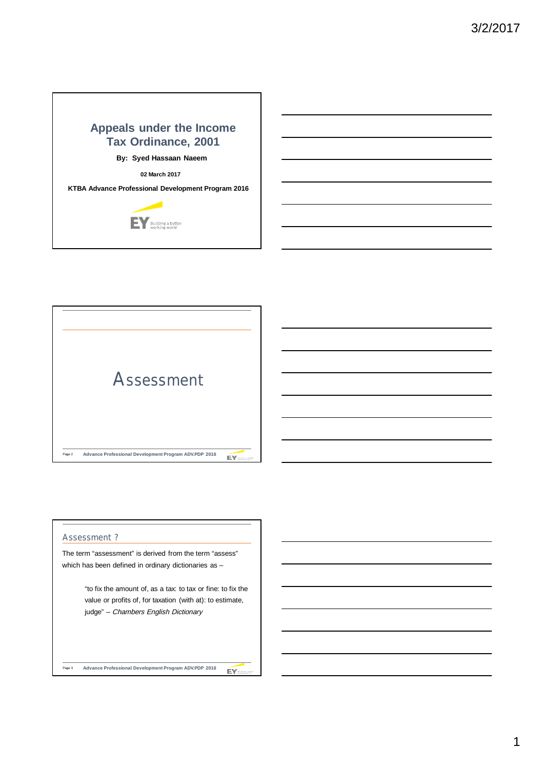# Appeals under the Income Tax Ordinance, 2001

**By: Syed Hassaan Naeem**

**02 March 2017**

**KTBA Advance Professional Development Program 2016**

## Assessment

### Assessment ?

The term "assessment" is derived from the term "assess" which has been defined in ordinary dictionaries as –

> "to fix the amount of, as a tax: to tax or fine: to fix the value or profits of, for taxation (with at): to estimate, judge" – *Chambers English Dictionary*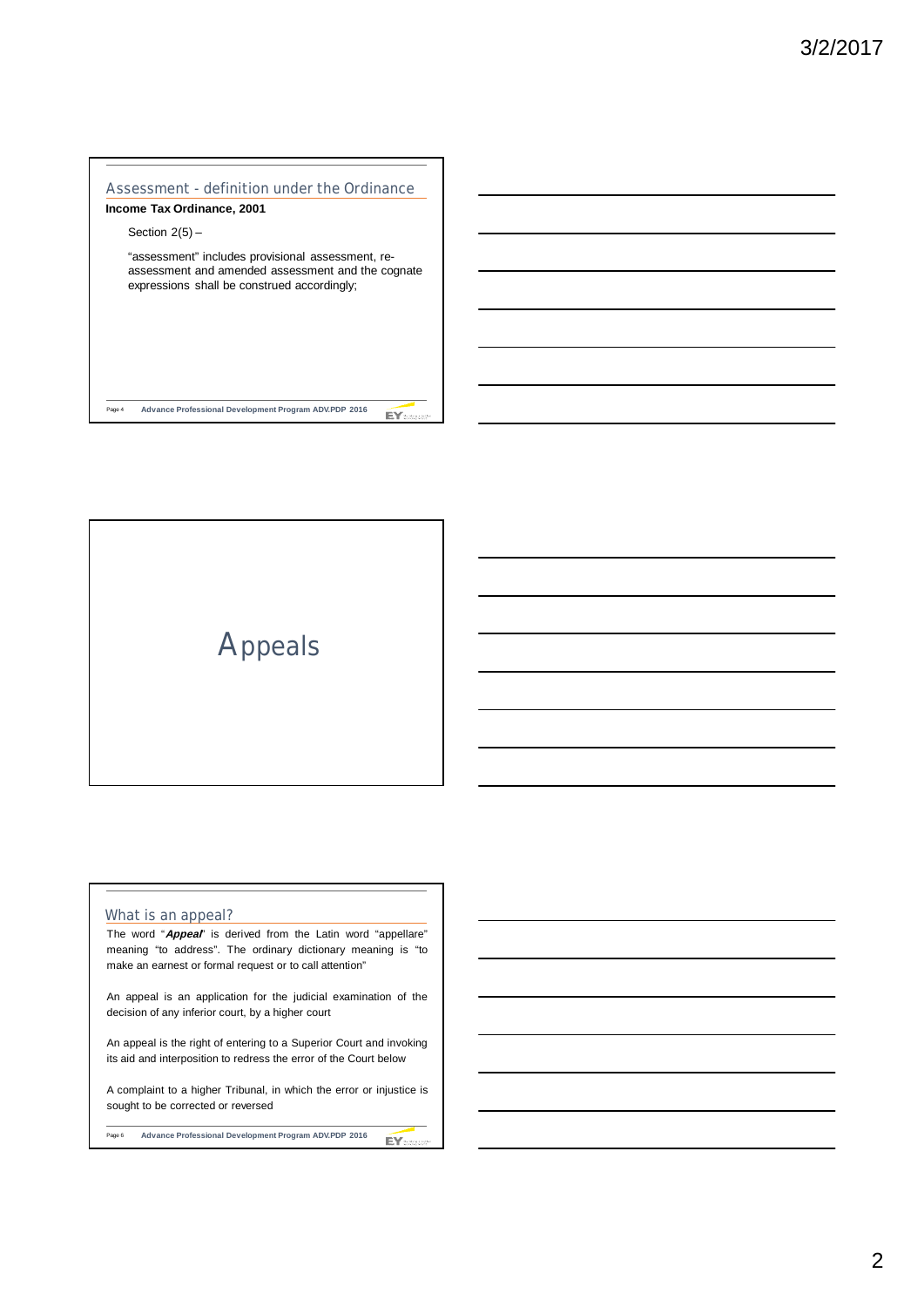## Assessment - definition under the Ordinance

**Income Tax Ordinance, 2001**

Section 2(5) –

"assessment" includes provisional assessment, re-assessment and amended assessment and the cognate expressions shall be construed accordingly;

# Appeals

## What is an appeal?

The word "***Appeal***" is derived from the Latin word "appellare" meaning "to address". The ordinary dictionary meaning is "to make an earnest or formal request or to call attention"

An appeal is an application for the judicial examination of the decision of any inferior court, by a higher court

An appeal is the right of entering to a Superior Court and invoking its aid and interposition to redress the error of the Court below

A complaint to a higher Tribunal, in which the error or injustice is sought to be corrected or reversed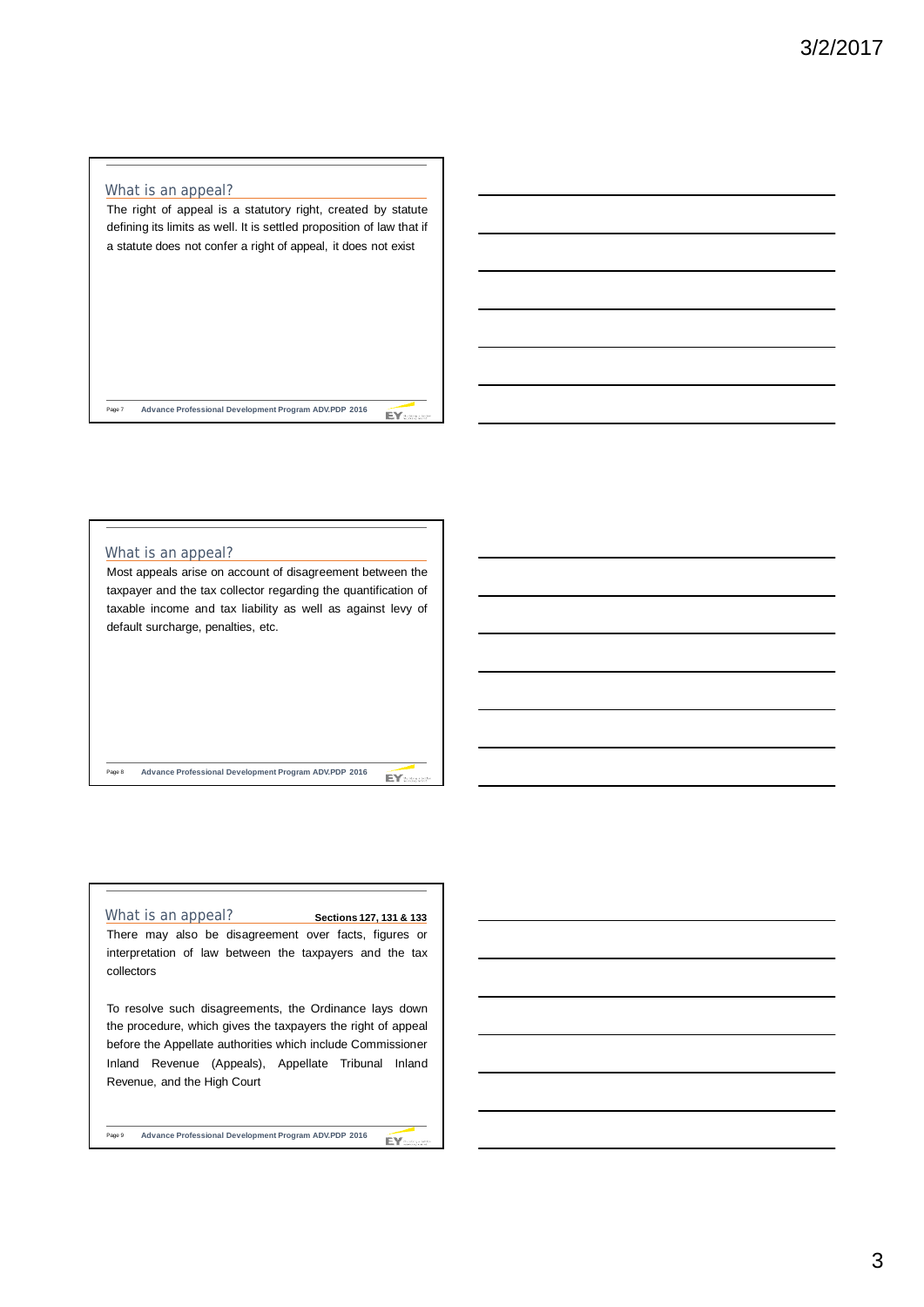## What is an appeal?

The right of appeal is a statutory right, created by statute defining its limits as well. It is settled proposition of law that if a statute does not confer a right of appeal, it does not exist

## What is an appeal?

Most appeals arise on account of disagreement between the taxpayer and the tax collector regarding the quantification of taxable income and tax liability as well as against levy of default surcharge, penalties, etc.

## What is an appeal?

**Sections 127, 131 & 133**

There may also be disagreement over facts, figures or interpretation of law between the taxpayers and the tax collectors

To resolve such disagreements, the Ordinance lays down the procedure, which gives the taxpayers the right of appeal before the Appellate authorities which include Commissioner Inland Revenue (Appeals), Appellate Tribunal Inland Revenue, and the High Court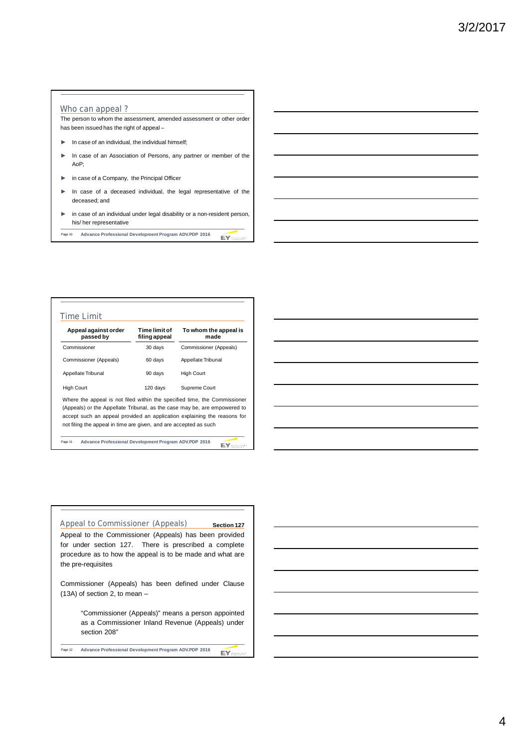## Who can appeal ?

The person to whom the assessment, amended assessment or other order has been issued has the right of appeal –

- In case of an individual, the individual himself;
- In case of an Association of Persons, any partner or member of the AoP;
- in case of a Company, the Principal Officer
- In case of a deceased individual, the legal representative of the deceased; and
- in case of an individual under legal disability or a non-resident person, his/ her representative

Advance Professional Development Program ADV.PDP 2016

## Time Limit

| Appeal against order passed by | Time limit of filing appeal | To whom the appeal is made |
|---|---|---|
| Commissioner | 30 days | Commissioner (Appeals) |
| Commissioner (Appeals) | 60 days | Appellate Tribunal |
| Appellate Tribunal | 90 days | High Court |
| High Court | 120 days | Supreme Court |

Where the appeal is not filed within the specified time, the Commissioner (Appeals) or the Appellate Tribunal, as the case may be, are empowered to accept such an appeal provided an application explaining the reasons for not filing the appeal in time are given, and are accepted as such

Advance Professional Development Program ADV.PDP 2016

## Appeal to Commissioner (Appeals) — Section 127

Appeal to the Commissioner (Appeals) has been provided for under section 127. There is prescribed a complete procedure as to how the appeal is to be made and what are the pre-requisites

Commissioner (Appeals) has been defined under Clause (13A) of section 2, to mean –

> "Commissioner (Appeals)" means a person appointed as a Commissioner Inland Revenue (Appeals) under section 208"

Advance Professional Development Program ADV.PDP 2016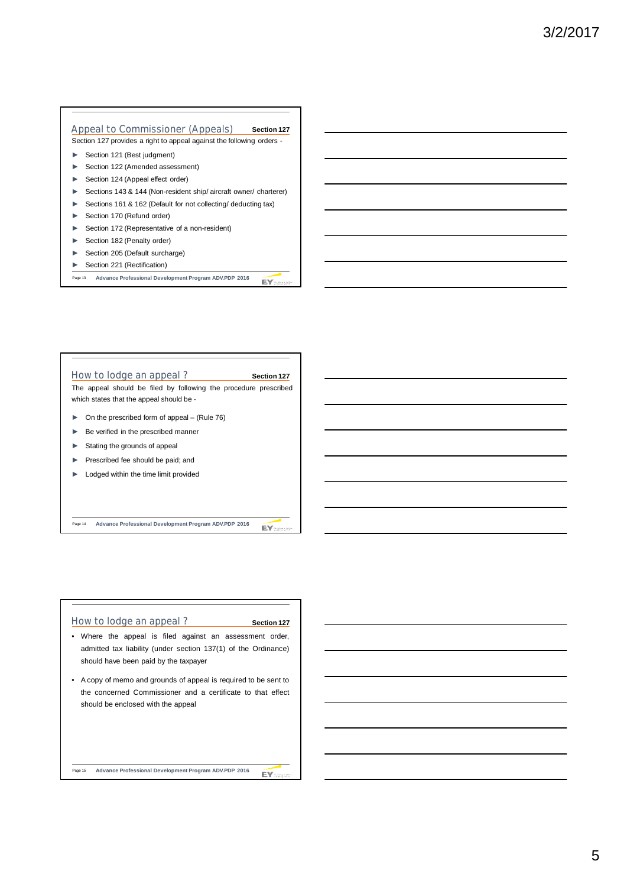## Appeal to Commissioner (Appeals) — Section 127

Section 127 provides a right to appeal against the following orders -

- Section 121 (Best judgment)
- Section 122 (Amended assessment)
- Section 124 (Appeal effect order)
- Sections 143 & 144 (Non-resident ship/ aircraft owner/ charterer)
- Sections 161 & 162 (Default for not collecting/ deducting tax)
- Section 170 (Refund order)
- Section 172 (Representative of a non-resident)
- Section 182 (Penalty order)
- Section 205 (Default surcharge)
- Section 221 (Rectification)

## How to lodge an appeal ? — Section 127

The appeal should be filed by following the procedure prescribed which states that the appeal should be -

- On the prescribed form of appeal – (Rule 76)
- Be verified in the prescribed manner
- Stating the grounds of appeal
- Prescribed fee should be paid; and
- Lodged within the time limit provided

## How to lodge an appeal ? — Section 127

- Where the appeal is filed against an assessment order, admitted tax liability (under section 137(1) of the Ordinance) should have been paid by the taxpayer
- A copy of memo and grounds of appeal is required to be sent to the concerned Commissioner and a certificate to that effect should be enclosed with the appeal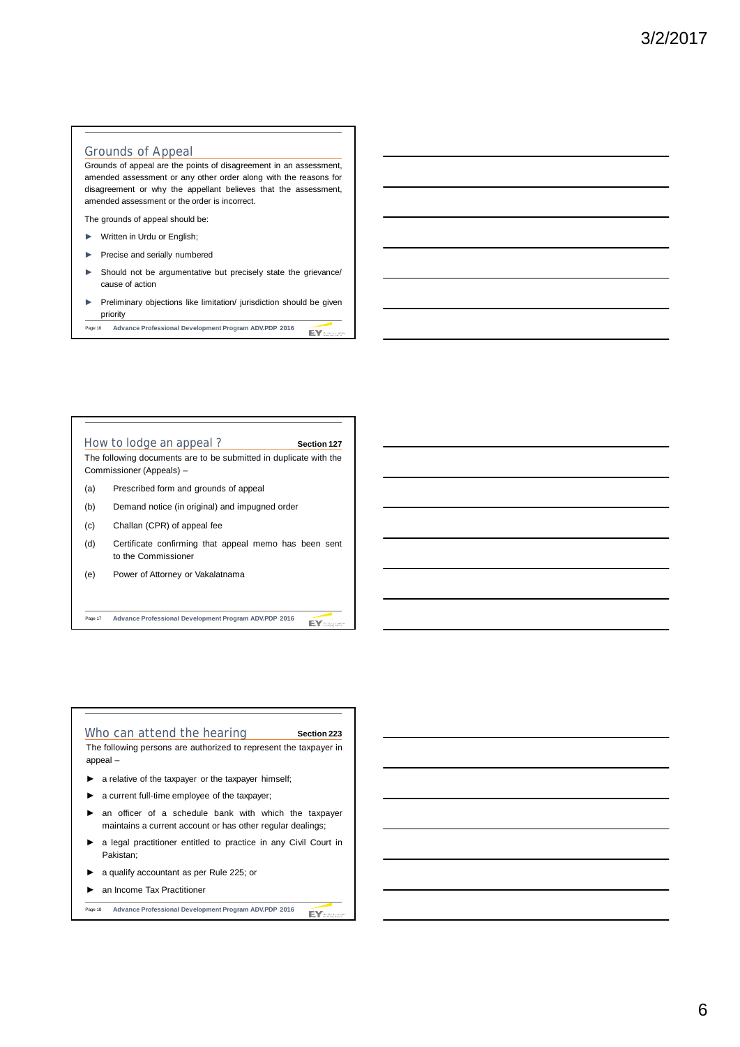## Grounds of Appeal

Grounds of appeal are the points of disagreement in an assessment, amended assessment or any other order along with the reasons for disagreement or why the appellant believes that the assessment, amended assessment or the order is incorrect.

The grounds of appeal should be:

- Written in Urdu or English;
- Precise and serially numbered
- Should not be argumentative but precisely state the grievance/ cause of action
- Preliminary objections like limitation/ jurisdiction should be given priority

## How to lodge an appeal ? **Section 127**

The following documents are to be submitted in duplicate with the Commissioner (Appeals) –

(a) Prescribed form and grounds of appeal

(b) Demand notice (in original) and impugned order

(c) Challan (CPR) of appeal fee

(d) Certificate confirming that appeal memo has been sent to the Commissioner

(e) Power of Attorney or Vakalatnama

## Who can attend the hearing **Section 223**

The following persons are authorized to represent the taxpayer in appeal –

- a relative of the taxpayer or the taxpayer himself;
- a current full-time employee of the taxpayer;
- an officer of a schedule bank with which the taxpayer maintains a current account or has other regular dealings;
- a legal practitioner entitled to practice in any Civil Court in Pakistan;
- a qualify accountant as per Rule 225; or
- an Income Tax Practitioner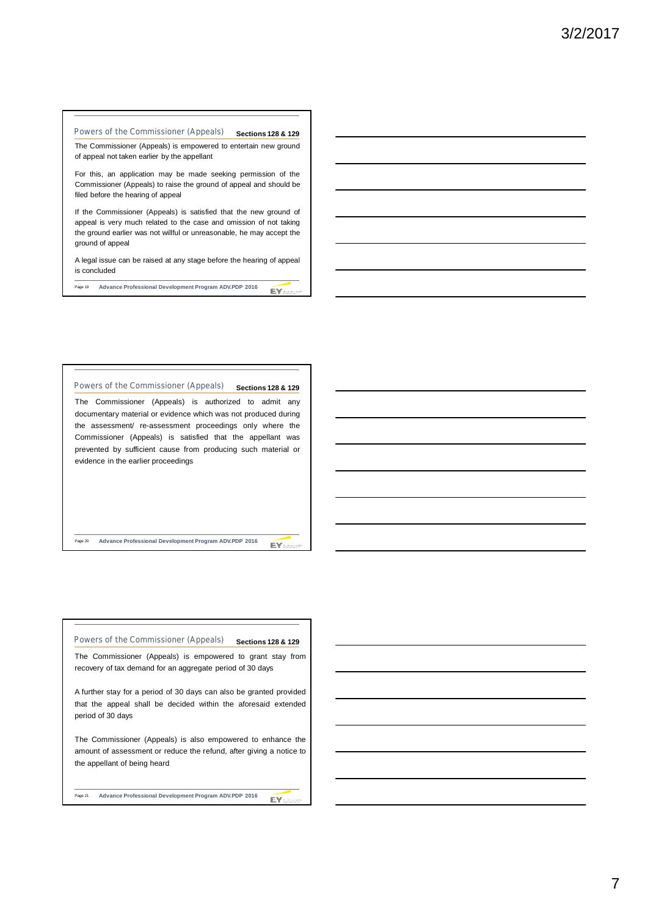## Powers of the Commissioner (Appeals) — Sections 128 & 129

The Commissioner (Appeals) is empowered to entertain new ground of appeal not taken earlier by the appellant

For this, an application may be made seeking permission of the Commissioner (Appeals) to raise the ground of appeal and should be filed before the hearing of appeal

If the Commissioner (Appeals) is satisfied that the new ground of appeal is very much related to the case and omission of not taking the ground earlier was not willful or unreasonable, he may accept the ground of appeal

A legal issue can be raised at any stage before the hearing of appeal is concluded

## Powers of the Commissioner (Appeals) — Sections 128 & 129

The Commissioner (Appeals) is authorized to admit any documentary material or evidence which was not produced during the assessment/ re-assessment proceedings only where the Commissioner (Appeals) is satisfied that the appellant was prevented by sufficient cause from producing such material or evidence in the earlier proceedings

## Powers of the Commissioner (Appeals) — Sections 128 & 129

The Commissioner (Appeals) is empowered to grant stay from recovery of tax demand for an aggregate period of 30 days

A further stay for a period of 30 days can also be granted provided that the appeal shall be decided within the aforesaid extended period of 30 days

The Commissioner (Appeals) is also empowered to enhance the amount of assessment or reduce the refund, after giving a notice to the appellant of being heard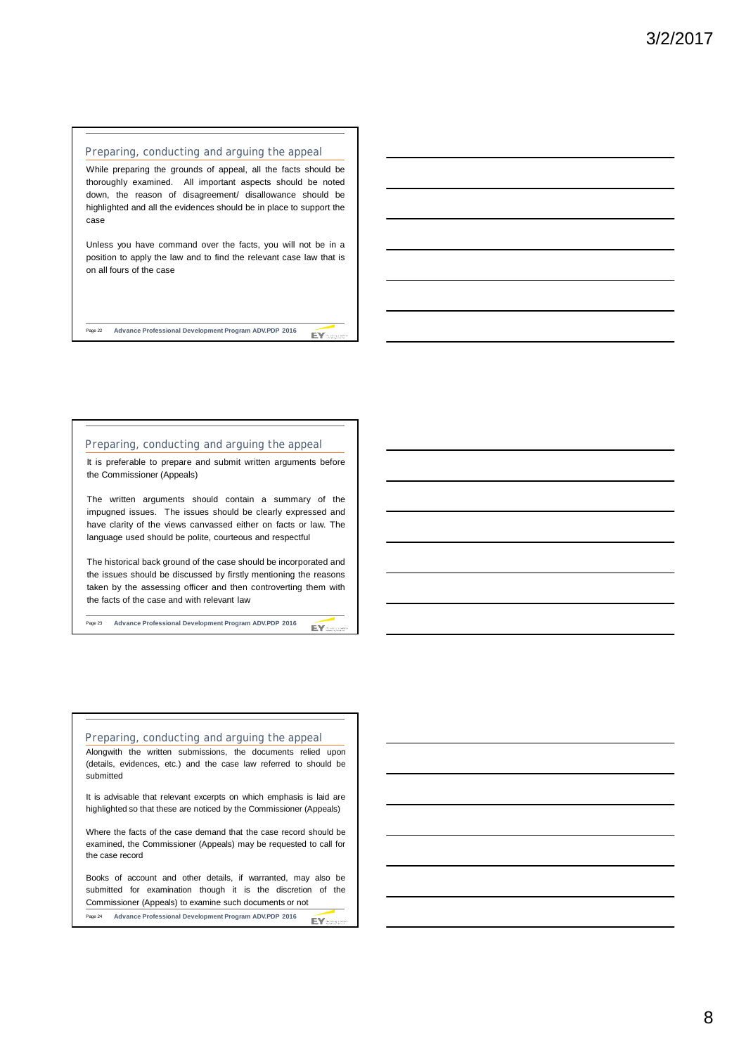## Preparing, conducting and arguing the appeal

While preparing the grounds of appeal, all the facts should be thoroughly examined. All important aspects should be noted down, the reason of disagreement/ disallowance should be highlighted and all the evidences should be in place to support the case

Unless you have command over the facts, you will not be in a position to apply the law and to find the relevant case law that is on all fours of the case

## Preparing, conducting and arguing the appeal

It is preferable to prepare and submit written arguments before the Commissioner (Appeals)

The written arguments should contain a summary of the impugned issues. The issues should be clearly expressed and have clarity of the views canvassed either on facts or law. The language used should be polite, courteous and respectful

The historical back ground of the case should be incorporated and the issues should be discussed by firstly mentioning the reasons taken by the assessing officer and then controverting them with the facts of the case and with relevant law

## Preparing, conducting and arguing the appeal

Alongwith the written submissions, the documents relied upon (details, evidences, etc.) and the case law referred to should be submitted

It is advisable that relevant excerpts on which emphasis is laid are highlighted so that these are noticed by the Commissioner (Appeals)

Where the facts of the case demand that the case record should be examined, the Commissioner (Appeals) may be requested to call for the case record

Books of account and other details, if warranted, may also be submitted for examination though it is the discretion of the Commissioner (Appeals) to examine such documents or not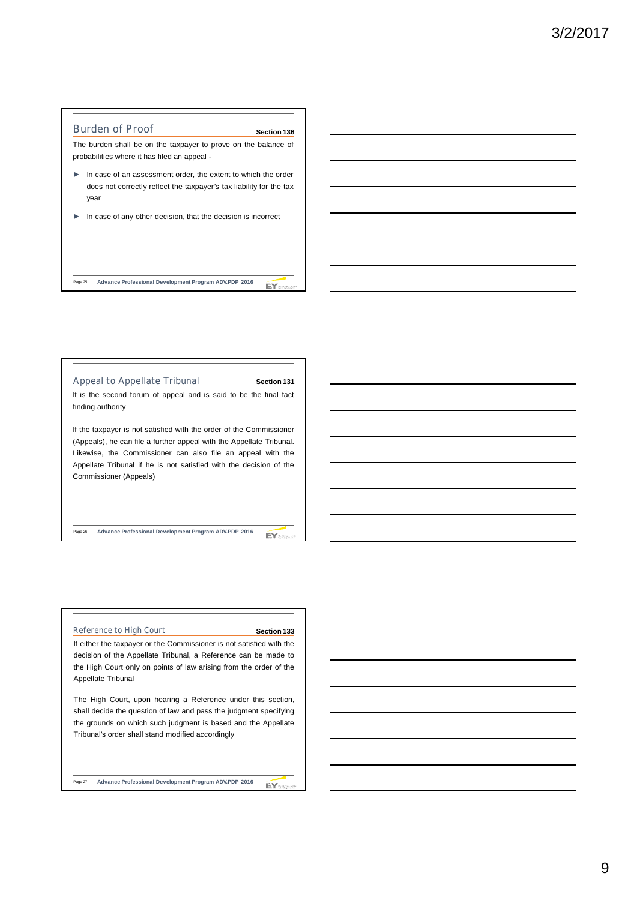## Burden of Proof

**Section 136**

The burden shall be on the taxpayer to prove on the balance of probabilities where it has filed an appeal -

- In case of an assessment order, the extent to which the order does not correctly reflect the taxpayer's tax liability for the tax year
- In case of any other decision, that the decision is incorrect

## Appeal to Appellate Tribunal

**Section 131**

It is the second forum of appeal and is said to be the final fact finding authority

If the taxpayer is not satisfied with the order of the Commissioner (Appeals), he can file a further appeal with the Appellate Tribunal. Likewise, the Commissioner can also file an appeal with the Appellate Tribunal if he is not satisfied with the decision of the Commissioner (Appeals)

## Reference to High Court

**Section 133**

If either the taxpayer or the Commissioner is not satisfied with the decision of the Appellate Tribunal, a Reference can be made to the High Court only on points of law arising from the order of the Appellate Tribunal

The High Court, upon hearing a Reference under this section, shall decide the question of law and pass the judgment specifying the grounds on which such judgment is based and the Appellate Tribunal's order shall stand modified accordingly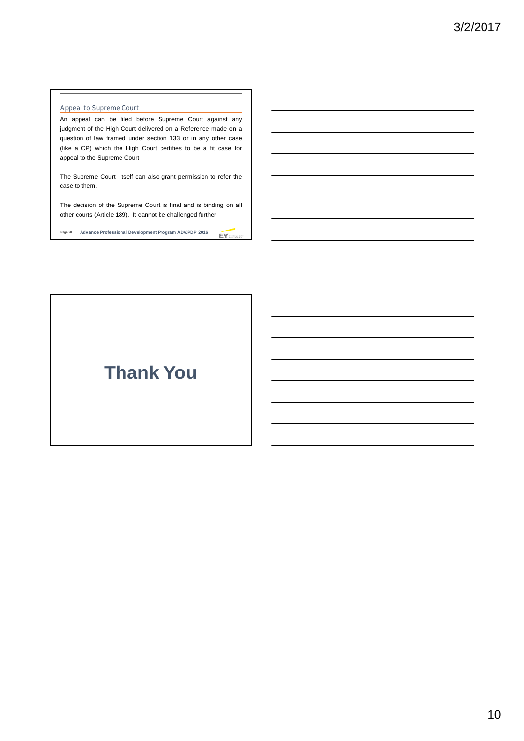## Appeal to Supreme Court

An appeal can be filed before Supreme Court against any judgment of the High Court delivered on a Reference made on a question of law framed under section 133 or in any other case (like a CP) which the High Court certifies to be a fit case for appeal to the Supreme Court

The Supreme Court itself can also grant permission to refer the case to them.

The decision of the Supreme Court is final and is binding on all other courts (Article 189). It cannot be challenged further

# Thank You